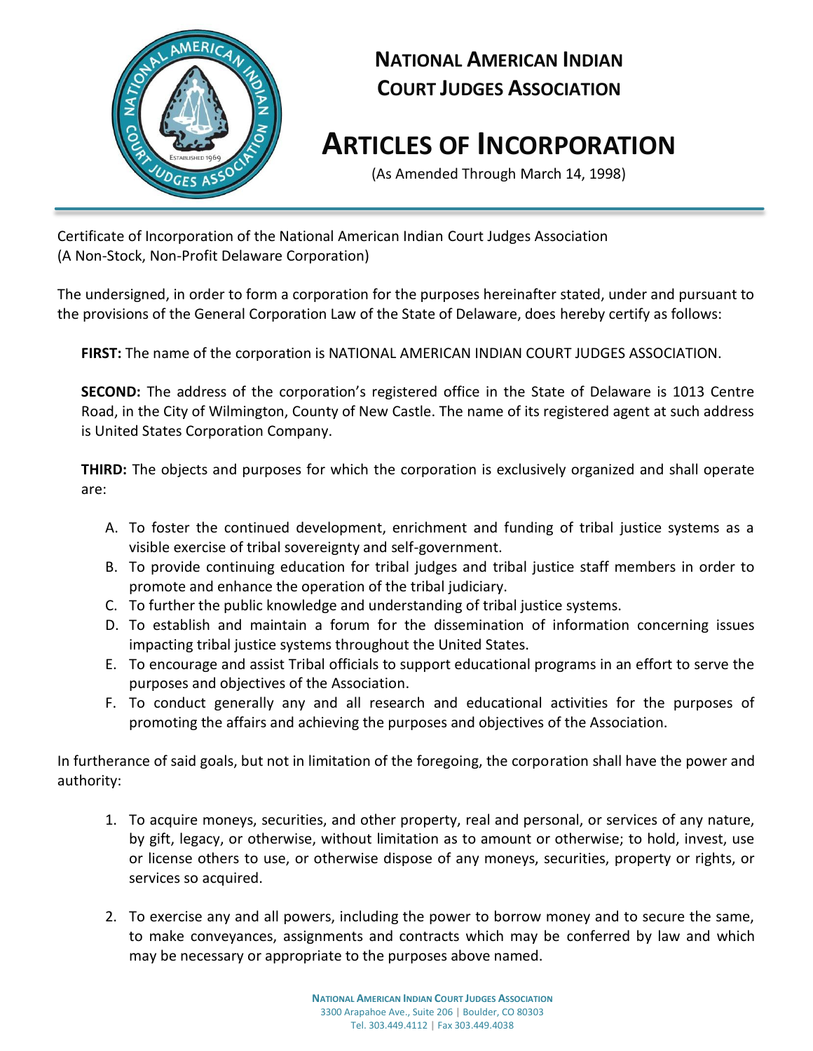# NATIONAL AMERICAN INDIAN COURT JUDGES ASSOCIATION

# ARTICLES OF INCORPORATION

(As Amended Through March 14, 1998)

Certificate of Incorporation of the National American Indian Court Judges Association
(A Non-Stock, Non-Profit Delaware Corporation)

The undersigned, in order to form a corporation for the purposes hereinafter stated, under and pursuant to the provisions of the General Corporation Law of the State of Delaware, does hereby certify as follows:

**FIRST:** The name of the corporation is NATIONAL AMERICAN INDIAN COURT JUDGES ASSOCIATION.

**SECOND:** The address of the corporation's registered office in the State of Delaware is 1013 Centre Road, in the City of Wilmington, County of New Castle. The name of its registered agent at such address is United States Corporation Company.

**THIRD:** The objects and purposes for which the corporation is exclusively organized and shall operate are:

A. To foster the continued development, enrichment and funding of tribal justice systems as a visible exercise of tribal sovereignty and self-government.
B. To provide continuing education for tribal judges and tribal justice staff members in order to promote and enhance the operation of the tribal judiciary.
C. To further the public knowledge and understanding of tribal justice systems.
D. To establish and maintain a forum for the dissemination of information concerning issues impacting tribal justice systems throughout the United States.
E. To encourage and assist Tribal officials to support educational programs in an effort to serve the purposes and objectives of the Association.
F. To conduct generally any and all research and educational activities for the purposes of promoting the affairs and achieving the purposes and objectives of the Association.

In furtherance of said goals, but not in limitation of the foregoing, the corporation shall have the power and authority:

1. To acquire moneys, securities, and other property, real and personal, or services of any nature, by gift, legacy, or otherwise, without limitation as to amount or otherwise; to hold, invest, use or license others to use, or otherwise dispose of any moneys, securities, property or rights, or services so acquired.

2. To exercise any and all powers, including the power to borrow money and to secure the same, to make conveyances, assignments and contracts which may be conferred by law and which may be necessary or appropriate to the purposes above named.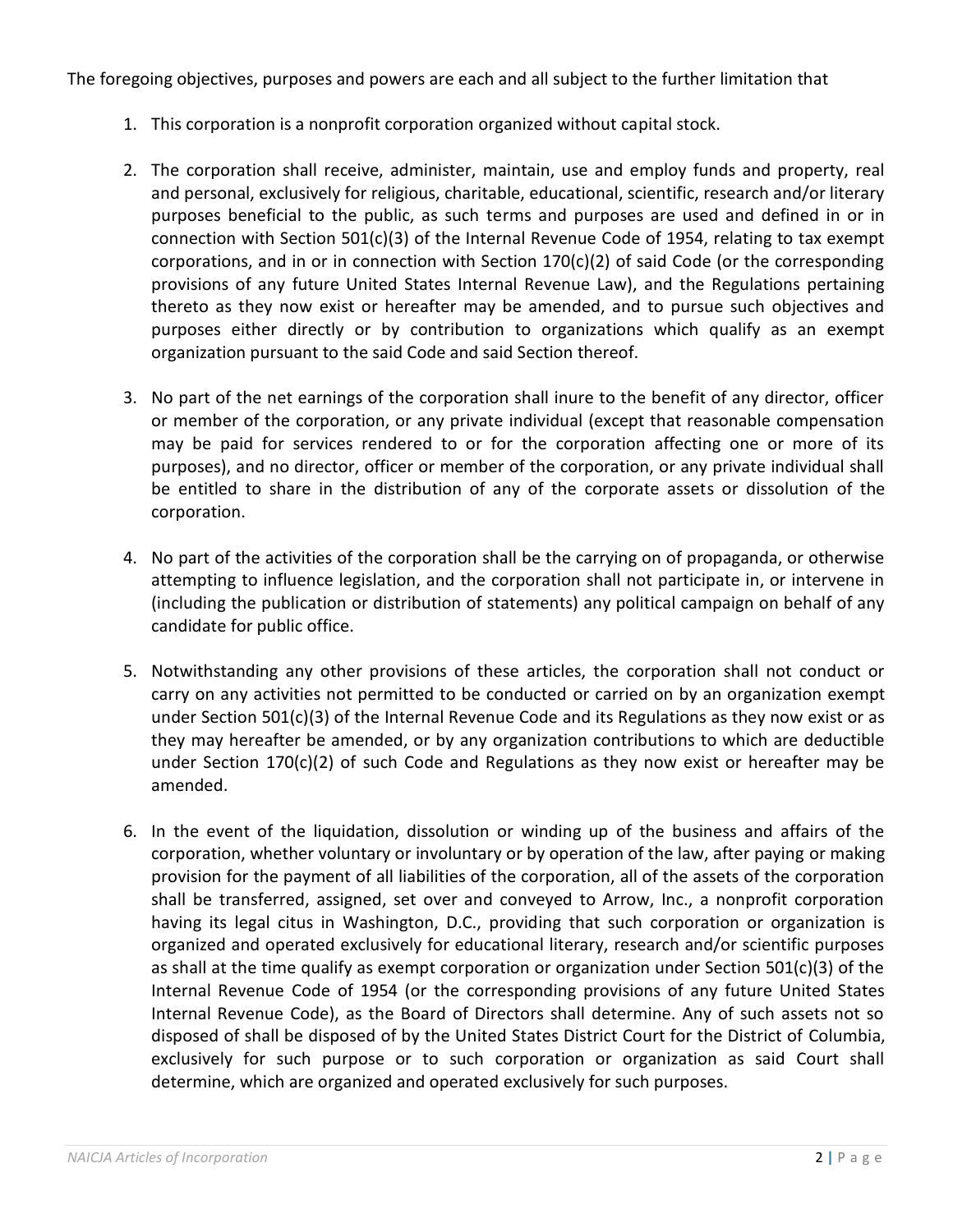The foregoing objectives, purposes and powers are each and all subject to the further limitation that

1. This corporation is a nonprofit corporation organized without capital stock.

2. The corporation shall receive, administer, maintain, use and employ funds and property, real and personal, exclusively for religious, charitable, educational, scientific, research and/or literary purposes beneficial to the public, as such terms and purposes are used and defined in or in connection with Section 501(c)(3) of the Internal Revenue Code of 1954, relating to tax exempt corporations, and in or in connection with Section 170(c)(2) of said Code (or the corresponding provisions of any future United States Internal Revenue Law), and the Regulations pertaining thereto as they now exist or hereafter may be amended, and to pursue such objectives and purposes either directly or by contribution to organizations which qualify as an exempt organization pursuant to the said Code and said Section thereof.

3. No part of the net earnings of the corporation shall inure to the benefit of any director, officer or member of the corporation, or any private individual (except that reasonable compensation may be paid for services rendered to or for the corporation affecting one or more of its purposes), and no director, officer or member of the corporation, or any private individual shall be entitled to share in the distribution of any of the corporate assets or dissolution of the corporation.

4. No part of the activities of the corporation shall be the carrying on of propaganda, or otherwise attempting to influence legislation, and the corporation shall not participate in, or intervene in (including the publication or distribution of statements) any political campaign on behalf of any candidate for public office.

5. Notwithstanding any other provisions of these articles, the corporation shall not conduct or carry on any activities not permitted to be conducted or carried on by an organization exempt under Section 501(c)(3) of the Internal Revenue Code and its Regulations as they now exist or as they may hereafter be amended, or by any organization contributions to which are deductible under Section 170(c)(2) of such Code and Regulations as they now exist or hereafter may be amended.

6. In the event of the liquidation, dissolution or winding up of the business and affairs of the corporation, whether voluntary or involuntary or by operation of the law, after paying or making provision for the payment of all liabilities of the corporation, all of the assets of the corporation shall be transferred, assigned, set over and conveyed to Arrow, Inc., a nonprofit corporation having its legal citus in Washington, D.C., providing that such corporation or organization is organized and operated exclusively for educational literary, research and/or scientific purposes as shall at the time qualify as exempt corporation or organization under Section 501(c)(3) of the Internal Revenue Code of 1954 (or the corresponding provisions of any future United States Internal Revenue Code), as the Board of Directors shall determine. Any of such assets not so disposed of shall be disposed of by the United States District Court for the District of Columbia, exclusively for such purpose or to such corporation or organization as said Court shall determine, which are organized and operated exclusively for such purposes.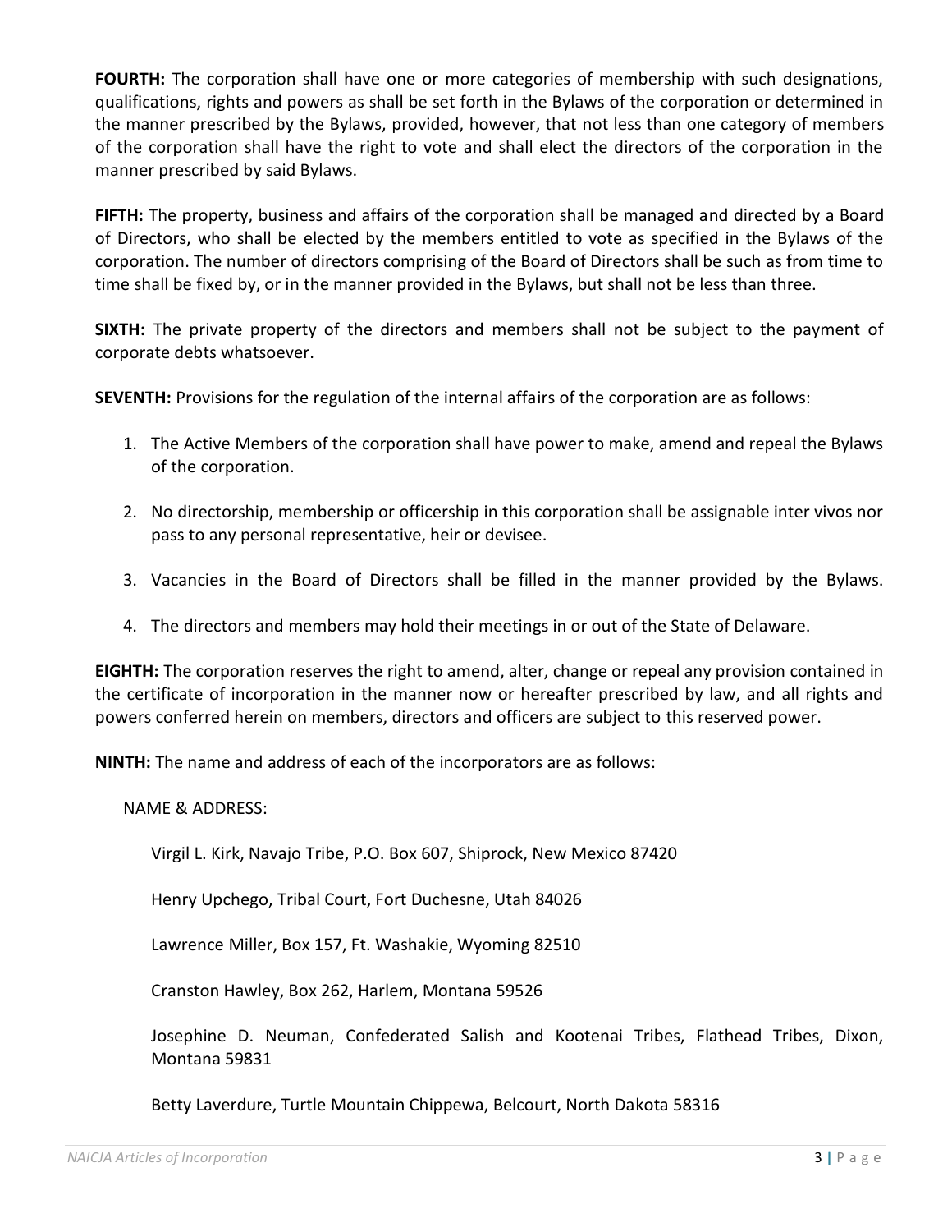**FOURTH:** The corporation shall have one or more categories of membership with such designations, qualifications, rights and powers as shall be set forth in the Bylaws of the corporation or determined in the manner prescribed by the Bylaws, provided, however, that not less than one category of members of the corporation shall have the right to vote and shall elect the directors of the corporation in the manner prescribed by said Bylaws.

**FIFTH:** The property, business and affairs of the corporation shall be managed and directed by a Board of Directors, who shall be elected by the members entitled to vote as specified in the Bylaws of the corporation. The number of directors comprising of the Board of Directors shall be such as from time to time shall be fixed by, or in the manner provided in the Bylaws, but shall not be less than three.

**SIXTH:** The private property of the directors and members shall not be subject to the payment of corporate debts whatsoever.

**SEVENTH:** Provisions for the regulation of the internal affairs of the corporation are as follows:

1. The Active Members of the corporation shall have power to make, amend and repeal the Bylaws of the corporation.
2. No directorship, membership or officership in this corporation shall be assignable inter vivos nor pass to any personal representative, heir or devisee.
3. Vacancies in the Board of Directors shall be filled in the manner provided by the Bylaws.
4. The directors and members may hold their meetings in or out of the State of Delaware.

**EIGHTH:** The corporation reserves the right to amend, alter, change or repeal any provision contained in the certificate of incorporation in the manner now or hereafter prescribed by law, and all rights and powers conferred herein on members, directors and officers are subject to this reserved power.

**NINTH:** The name and address of each of the incorporators are as follows:

NAME & ADDRESS:

Virgil L. Kirk, Navajo Tribe, P.O. Box 607, Shiprock, New Mexico 87420

Henry Upchego, Tribal Court, Fort Duchesne, Utah 84026

Lawrence Miller, Box 157, Ft. Washakie, Wyoming 82510

Cranston Hawley, Box 262, Harlem, Montana 59526

Josephine D. Neuman, Confederated Salish and Kootenai Tribes, Flathead Tribes, Dixon, Montana 59831

Betty Laverdure, Turtle Mountain Chippewa, Belcourt, North Dakota 58316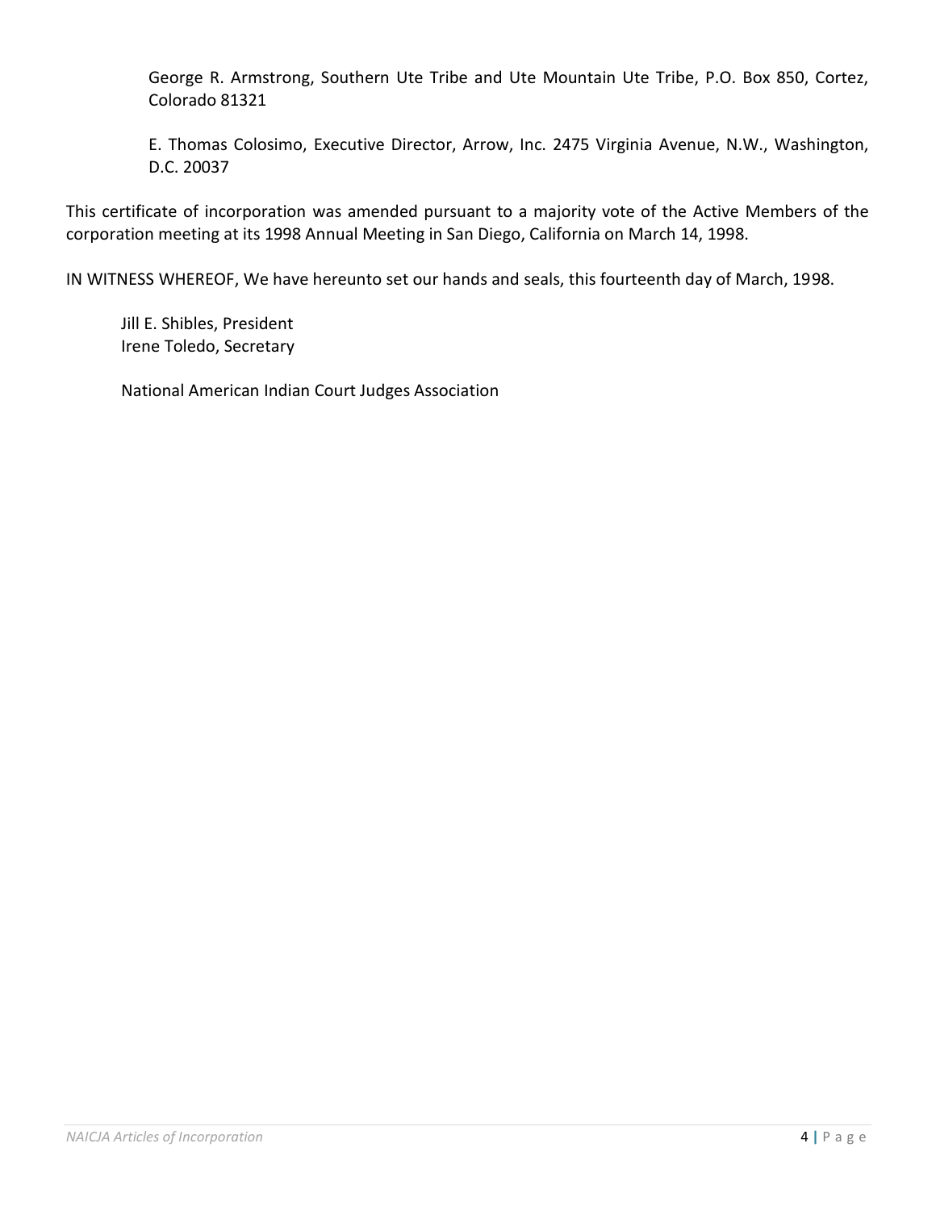George R. Armstrong, Southern Ute Tribe and Ute Mountain Ute Tribe, P.O. Box 850, Cortez, Colorado 81321

E. Thomas Colosimo, Executive Director, Arrow, Inc. 2475 Virginia Avenue, N.W., Washington, D.C. 20037

This certificate of incorporation was amended pursuant to a majority vote of the Active Members of the corporation meeting at its 1998 Annual Meeting in San Diego, California on March 14, 1998.

IN WITNESS WHEREOF, We have hereunto set our hands and seals, this fourteenth day of March, 1998.

Jill E. Shibles, President
Irene Toledo, Secretary

National American Indian Court Judges Association